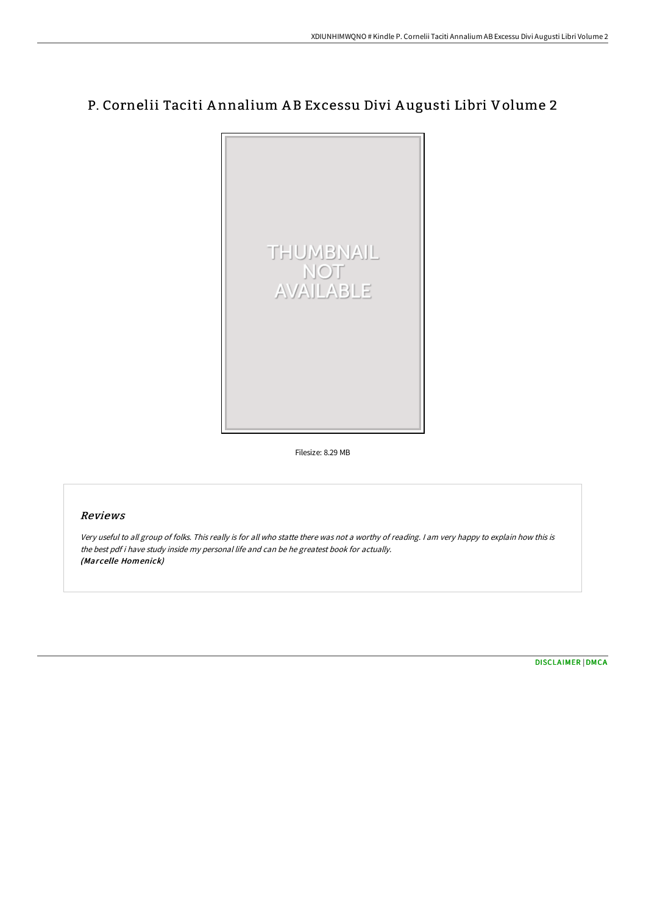# P. Cornelii Taciti Annalium AB Excessu Divi Augusti Libri Volume 2

Filesize: 8.29 MB

## Reviews

*Very useful to all group of folks. This really is for all who statte there was not a worthy of reading. I am very happy to explain how this is the best pdf i have study inside my personal life and can be he greatest book for actually.*
***(Marcelle Homenick)***

DISCLAIMER | DMCA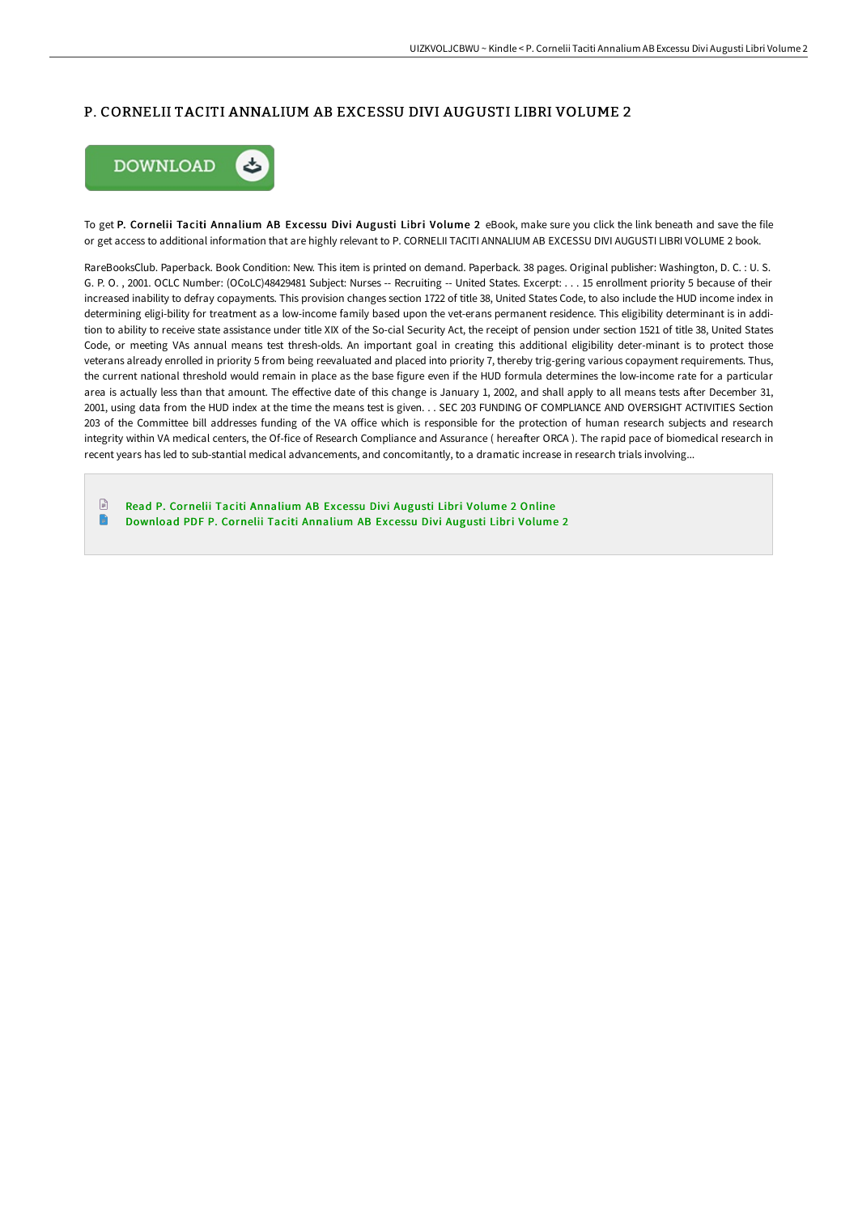# P. CORNELII TACITI ANNALIUM AB EXCESSU DIVI AUGUSTI LIBRI VOLUME 2

DOWNLOAD

To get **P. Cornelii Taciti Annalium AB Excessu Divi Augusti Libri Volume 2** eBook, make sure you click the link beneath and save the file or get access to additional information that are highly relevant to P. CORNELII TACITI ANNALIUM AB EXCESSU DIVI AUGUSTI LIBRI VOLUME 2 book.

RareBooksClub. Paperback. Book Condition: New. This item is printed on demand. Paperback. 38 pages. Original publisher: Washington, D. C. : U. S. G. P. O. , 2001. OCLC Number: (OCoLC)48429481 Subject: Nurses -- Recruiting -- United States. Excerpt: . . . 15 enrollment priority 5 because of their increased inability to defray copayments. This provision changes section 1722 of title 38, United States Code, to also include the HUD income index in determining eligi-bility for treatment as a low-income family based upon the vet-erans permanent residence. This eligibility determinant is in addi-tion to ability to receive state assistance under title XIX of the So-cial Security Act, the receipt of pension under section 1521 of title 38, United States Code, or meeting VAs annual means test thresh-olds. An important goal in creating this additional eligibility deter-minant is to protect those veterans already enrolled in priority 5 from being reevaluated and placed into priority 7, thereby trig-gering various copayment requirements. Thus, the current national threshold would remain in place as the base figure even if the HUD formula determines the low-income rate for a particular area is actually less than that amount. The effective date of this change is January 1, 2002, and shall apply to all means tests after December 31, 2001, using data from the HUD index at the time the means test is given. . . SEC 203 FUNDING OF COMPLIANCE AND OVERSIGHT ACTIVITIES Section 203 of the Committee bill addresses funding of the VA office which is responsible for the protection of human research subjects and research integrity within VA medical centers, the Of-fice of Research Compliance and Assurance ( hereafter ORCA ). The rapid pace of biomedical research in recent years has led to sub-stantial medical advancements, and concomitantly, to a dramatic increase in research trials involving...

- Read P. Cornelii Taciti Annalium AB Excessu Divi Augusti Libri Volume 2 Online
- Download PDF P. Cornelii Taciti Annalium AB Excessu Divi Augusti Libri Volume 2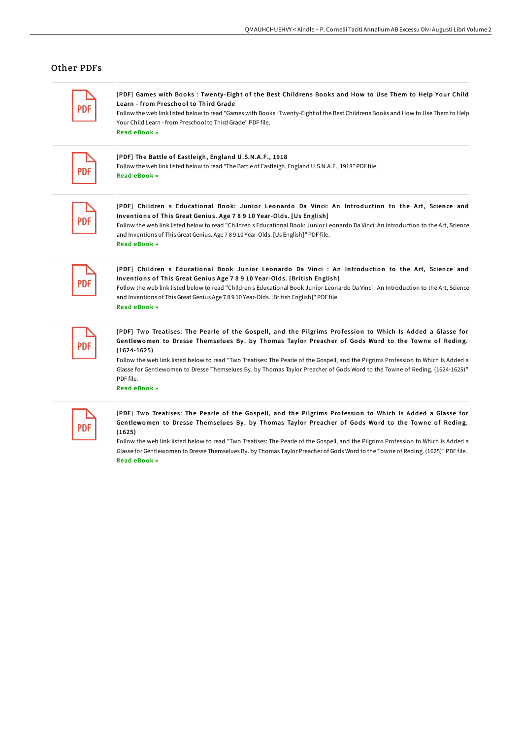## Other PDFs

[PDF] Games with Books : Twenty-Eight of the Best Childrens Books and How to Use Them to Help Your Child Learn - from Preschool to Third Grade

Follow the web link listed below to read "Games with Books : Twenty-Eight of the Best Childrens Books and How to Use Them to Help Your Child Learn - from Preschool to Third Grade" PDF file.

Read eBook »

[PDF] The Battle of Eastleigh, England U.S.N.A.F., 1918

Follow the web link listed below to read "The Battle of Eastleigh, England U.S.N.A.F., 1918" PDF file.

Read eBook »

[PDF] Children s Educational Book: Junior Leonardo Da Vinci: An Introduction to the Art, Science and Inventions of This Great Genius. Age 7 8 9 10 Year-Olds. [Us English]

Follow the web link listed below to read "Children s Educational Book: Junior Leonardo Da Vinci: An Introduction to the Art, Science and Inventions of This Great Genius. Age 7 8 9 10 Year-Olds. [Us English]" PDF file.

Read eBook »

[PDF] Children s Educational Book Junior Leonardo Da Vinci : An Introduction to the Art, Science and Inventions of This Great Genius Age 7 8 9 10 Year-Olds. [British English]

Follow the web link listed below to read "Children s Educational Book Junior Leonardo Da Vinci : An Introduction to the Art, Science and Inventions of This Great Genius Age 7 8 9 10 Year-Olds. [British English]" PDF file.

Read eBook »

[PDF] Two Treatises: The Pearle of the Gospell, and the Pilgrims Profession to Which Is Added a Glasse for Gentlewomen to Dresse Themselues By. by Thomas Taylor Preacher of Gods Word to the Towne of Reding. (1624-1625)

Follow the web link listed below to read "Two Treatises: The Pearle of the Gospell, and the Pilgrims Profession to Which Is Added a Glasse for Gentlewomen to Dresse Themselues By. by Thomas Taylor Preacher of Gods Word to the Towne of Reding. (1624-1625)" PDF file.

Read eBook »

[PDF] Two Treatises: The Pearle of the Gospell, and the Pilgrims Profession to Which Is Added a Glasse for Gentlewomen to Dresse Themselues By. by Thomas Taylor Preacher of Gods Word to the Towne of Reding. (1625)

Follow the web link listed below to read "Two Treatises: The Pearle of the Gospell, and the Pilgrims Profession to Which Is Added a Glasse for Gentlewomen to Dresse Themselues By. by Thomas Taylor Preacher of Gods Word to the Towne of Reding. (1625)" PDF file.

Read eBook »